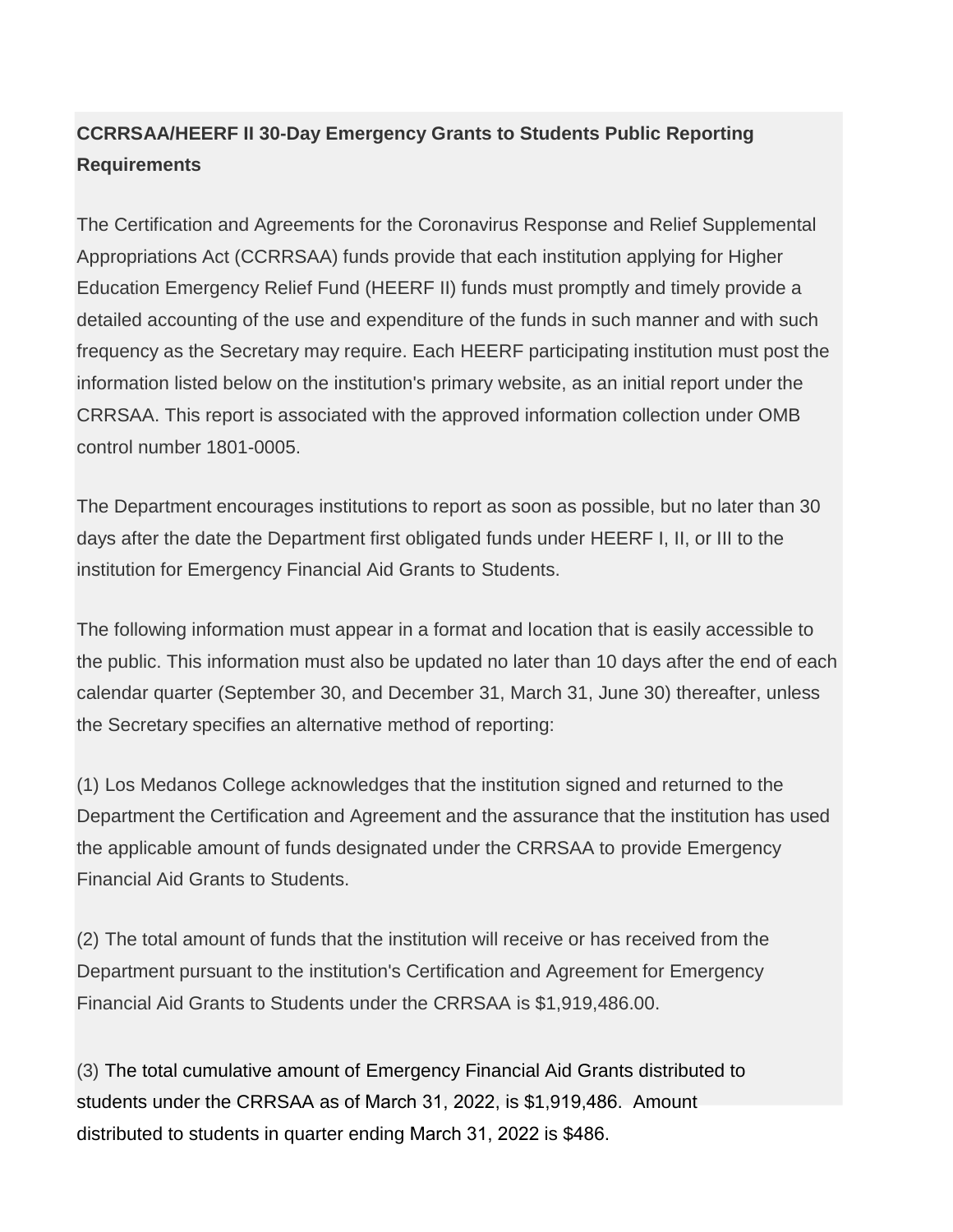**CCRRSAA/HEERF II 30-Day Emergency Grants to Students Public Reporting Requirements**

The Certification and Agreements for the Coronavirus Response and Relief Supplemental Appropriations Act (CCRRSAA) funds provide that each institution applying for Higher Education Emergency Relief Fund (HEERF II) funds must promptly and timely provide a detailed accounting of the use and expenditure of the funds in such manner and with such frequency as the Secretary may require. Each HEERF participating institution must post the information listed below on the institution's primary website, as an initial report under the CRRSAA. This report is associated with the approved information collection under OMB control number 1801-0005.

The Department encourages institutions to report as soon as possible, but no later than 30 days after the date the Department first obligated funds under HEERF I, II, or III to the institution for Emergency Financial Aid Grants to Students.

The following information must appear in a format and location that is easily accessible to the public. This information must also be updated no later than 10 days after the end of each calendar quarter (September 30, and December 31, March 31, June 30) thereafter, unless the Secretary specifies an alternative method of reporting:

(1) Los Medanos College acknowledges that the institution signed and returned to the Department the Certification and Agreement and the assurance that the institution has used the applicable amount of funds designated under the CRRSAA to provide Emergency Financial Aid Grants to Students.

(2) The total amount of funds that the institution will receive or has received from the Department pursuant to the institution's Certification and Agreement for Emergency Financial Aid Grants to Students under the CRRSAA is $1,919,486.00.

(3) The total cumulative amount of Emergency Financial Aid Grants distributed to students under the CRRSAA as of March 31, 2022, is $1,919,486. Amount distributed to students in quarter ending March 31, 2022 is $486.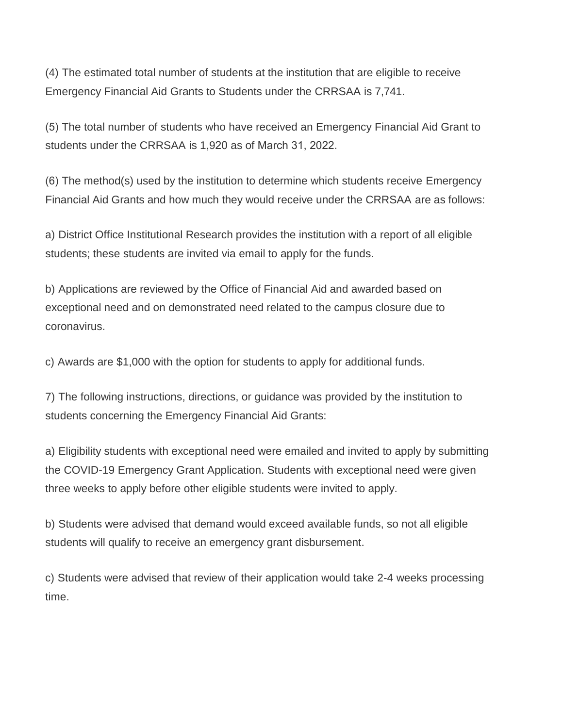(4) The estimated total number of students at the institution that are eligible to receive Emergency Financial Aid Grants to Students under the CRRSAA is 7,741.

(5) The total number of students who have received an Emergency Financial Aid Grant to students under the CRRSAA is 1,920 as of March 31, 2022.

(6) The method(s) used by the institution to determine which students receive Emergency Financial Aid Grants and how much they would receive under the CRRSAA are as follows:

a) District Office Institutional Research provides the institution with a report of all eligible students; these students are invited via email to apply for the funds.

b) Applications are reviewed by the Office of Financial Aid and awarded based on exceptional need and on demonstrated need related to the campus closure due to coronavirus.

c) Awards are $1,000 with the option for students to apply for additional funds.

7) The following instructions, directions, or guidance was provided by the institution to students concerning the Emergency Financial Aid Grants:

a) Eligibility students with exceptional need were emailed and invited to apply by submitting the COVID-19 Emergency Grant Application. Students with exceptional need were given three weeks to apply before other eligible students were invited to apply.

b) Students were advised that demand would exceed available funds, so not all eligible students will qualify to receive an emergency grant disbursement.

c) Students were advised that review of their application would take 2-4 weeks processing time.